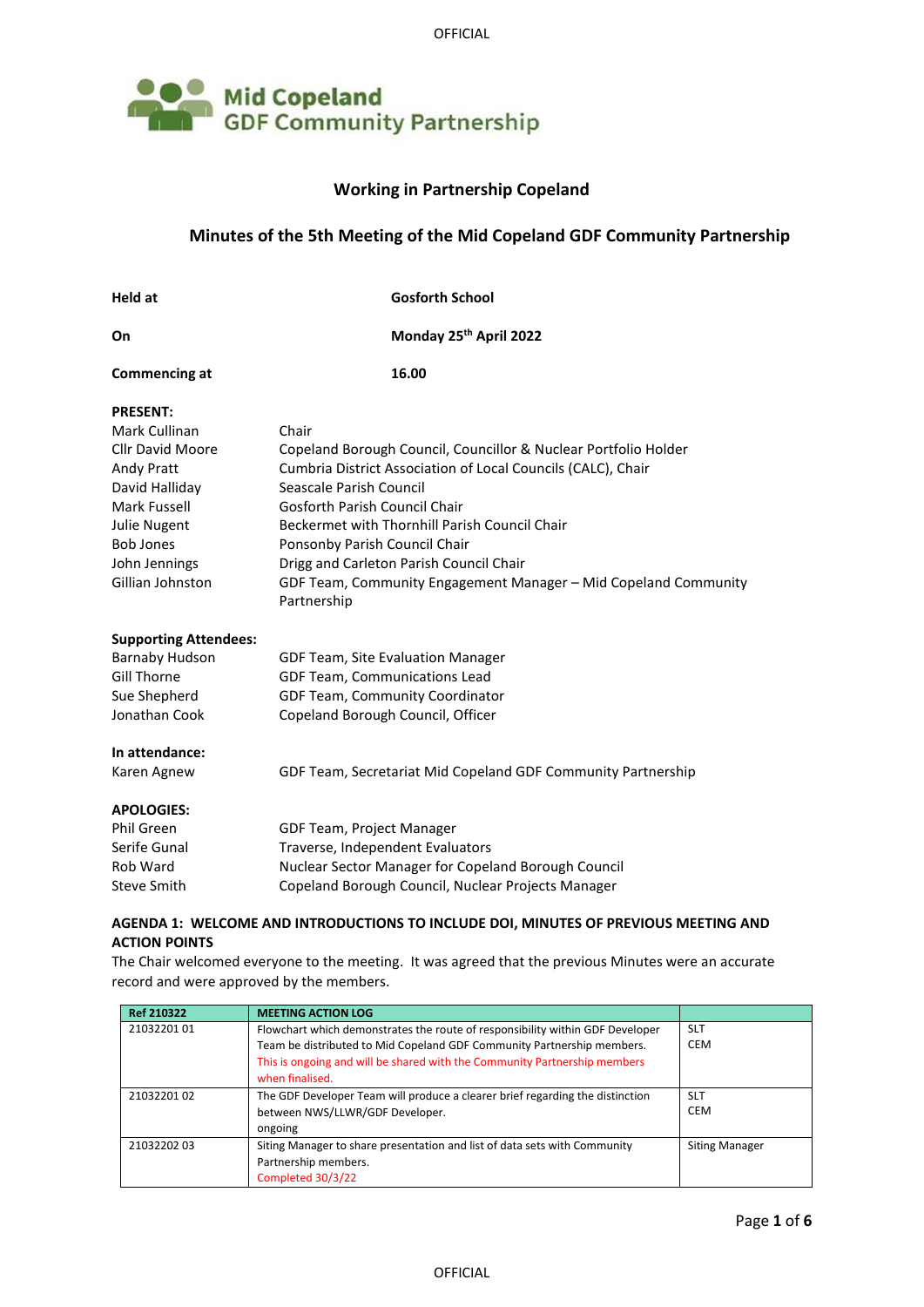OFFICIAL

Mid Copeland
GDF Community Partnership

## Working in Partnership Copeland

## Minutes of the 5th Meeting of the Mid Copeland GDF Community Partnership

| | |
|---|---|
| **Held at** | **Gosforth School** |
| **On** | **Monday 25th April 2022** |
| **Commencing at** | **16.00** |

**PRESENT:**

| | |
|---|---|
| Mark Cullinan | Chair |
| Cllr David Moore | Copeland Borough Council, Councillor & Nuclear Portfolio Holder |
| Andy Pratt | Cumbria District Association of Local Councils (CALC), Chair |
| David Halliday | Seascale Parish Council |
| Mark Fussell | Gosforth Parish Council Chair |
| Julie Nugent | Beckermet with Thornhill Parish Council Chair |
| Bob Jones | Ponsonby Parish Council Chair |
| John Jennings | Drigg and Carleton Parish Council Chair |
| Gillian Johnston | GDF Team, Community Engagement Manager – Mid Copeland Community Partnership |

**Supporting Attendees:**

| | |
|---|---|
| Barnaby Hudson | GDF Team, Site Evaluation Manager |
| Gill Thorne | GDF Team, Communications Lead |
| Sue Shepherd | GDF Team, Community Coordinator |
| Jonathan Cook | Copeland Borough Council, Officer |

**In attendance:**

| | |
|---|---|
| Karen Agnew | GDF Team, Secretariat Mid Copeland GDF Community Partnership |

**APOLOGIES:**

| | |
|---|---|
| Phil Green | GDF Team, Project Manager |
| Serife Gunal | Traverse, Independent Evaluators |
| Rob Ward | Nuclear Sector Manager for Copeland Borough Council |
| Steve Smith | Copeland Borough Council, Nuclear Projects Manager |

**AGENDA 1: WELCOME AND INTRODUCTIONS TO INCLUDE DOI, MINUTES OF PREVIOUS MEETING AND ACTION POINTS**

The Chair welcomed everyone to the meeting. It was agreed that the previous Minutes were an accurate record and were approved by the members.

| Ref 210322 | MEETING ACTION LOG | |
|---|---|---|
| 21032201 01 | Flowchart which demonstrates the route of responsibility within GDF Developer Team be distributed to Mid Copeland GDF Community Partnership members. This is ongoing and will be shared with the Community Partnership members when finalised. | SLT CEM |
| 21032201 02 | The GDF Developer Team will produce a clearer brief regarding the distinction between NWS/LLWR/GDF Developer. ongoing | SLT CEM |
| 21032202 03 | Siting Manager to share presentation and list of data sets with Community Partnership members. Completed 30/3/22 | Siting Manager |

OFFICIAL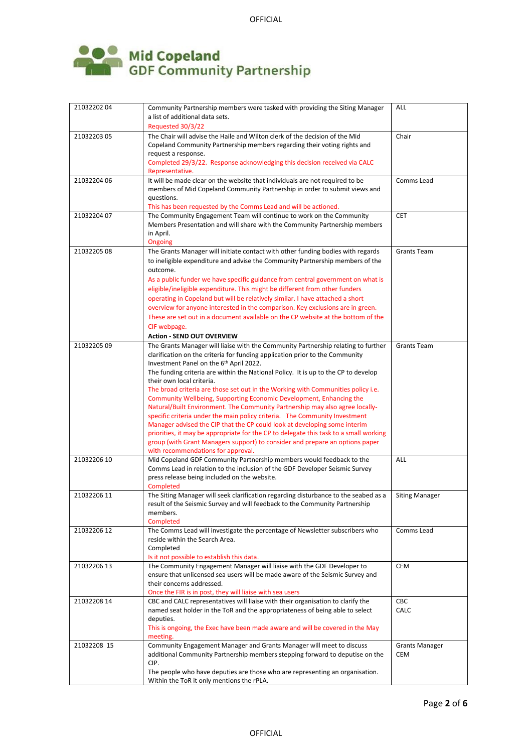# Mid Copeland GDF Community Partnership

| | | |
|---|---|---|
| 21032202 04 | Community Partnership members were tasked with providing the Siting Manager a list of additional data sets.<br>Requested 30/3/22 | ALL |
| 21032203 05 | The Chair will advise the Haile and Wilton clerk of the decision of the Mid Copeland Community Partnership members regarding their voting rights and request a response.<br>Completed 29/3/22. Response acknowledging this decision received via CALC Representative. | Chair |
| 21032204 06 | It will be made clear on the website that individuals are not required to be members of Mid Copeland Community Partnership in order to submit views and questions.<br>This has been requested by the Comms Lead and will be actioned. | Comms Lead |
| 21032204 07 | The Community Engagement Team will continue to work on the Community Members Presentation and will share with the Community Partnership members in April.<br>Ongoing | CET |
| 21032205 08 | The Grants Manager will initiate contact with other funding bodies with regards to ineligible expenditure and advise the Community Partnership members of the outcome.<br>As a public funder we have specific guidance from central government on what is eligible/ineligible expenditure. This might be different from other funders operating in Copeland but will be relatively similar. I have attached a short overview for anyone interested in the comparison. Key exclusions are in green. These are set out in a document available on the CP website at the bottom of the CIF webpage.<br>**Action - SEND OUT OVERVIEW** | Grants Team |
| 21032205 09 | The Grants Manager will liaise with the Community Partnership relating to further clarification on the criteria for funding application prior to the Community Investment Panel on the 6th April 2022.<br>The funding criteria are within the National Policy. It is up to the CP to develop their own local criteria.<br>The broad criteria are those set out in the Working with Communities policy i.e. Community Wellbeing, Supporting Economic Development, Enhancing the Natural/Built Environment. The Community Partnership may also agree locally-specific criteria under the main policy criteria. The Community Investment Manager advised the CIP that the CP could look at developing some interim priorities, it may be appropriate for the CP to delegate this task to a small working group (with Grant Managers support) to consider and prepare an options paper with recommendations for approval. | Grants Team |
| 21032206 10 | Mid Copeland GDF Community Partnership members would feedback to the Comms Lead in relation to the inclusion of the GDF Developer Seismic Survey press release being included on the website.<br>Completed | ALL |
| 21032206 11 | The Siting Manager will seek clarification regarding disturbance to the seabed as a result of the Seismic Survey and will feedback to the Community Partnership members.<br>Completed | Siting Manager |
| 21032206 12 | The Comms Lead will investigate the percentage of Newsletter subscribers who reside within the Search Area.<br>Completed<br>Is it not possible to establish this data. | Comms Lead |
| 21032206 13 | The Community Engagement Manager will liaise with the GDF Developer to ensure that unlicensed sea users will be made aware of the Seismic Survey and their concerns addressed.<br>Once the FIR is in post, they will liaise with sea users | CEM |
| 21032208 14 | CBC and CALC representatives will liaise with their organisation to clarify the named seat holder in the ToR and the appropriateness of being able to select deputies.<br>This is ongoing, the Exec have been made aware and will be covered in the May meeting. | CBC<br>CALC |
| 21032208 15 | Community Engagement Manager and Grants Manager will meet to discuss additional Community Partnership members stepping forward to deputise on the CIP.<br>The people who have deputies are those who are representing an organisation. Within the ToR it only mentions the rPLA. | Grants Manager<br>CEM |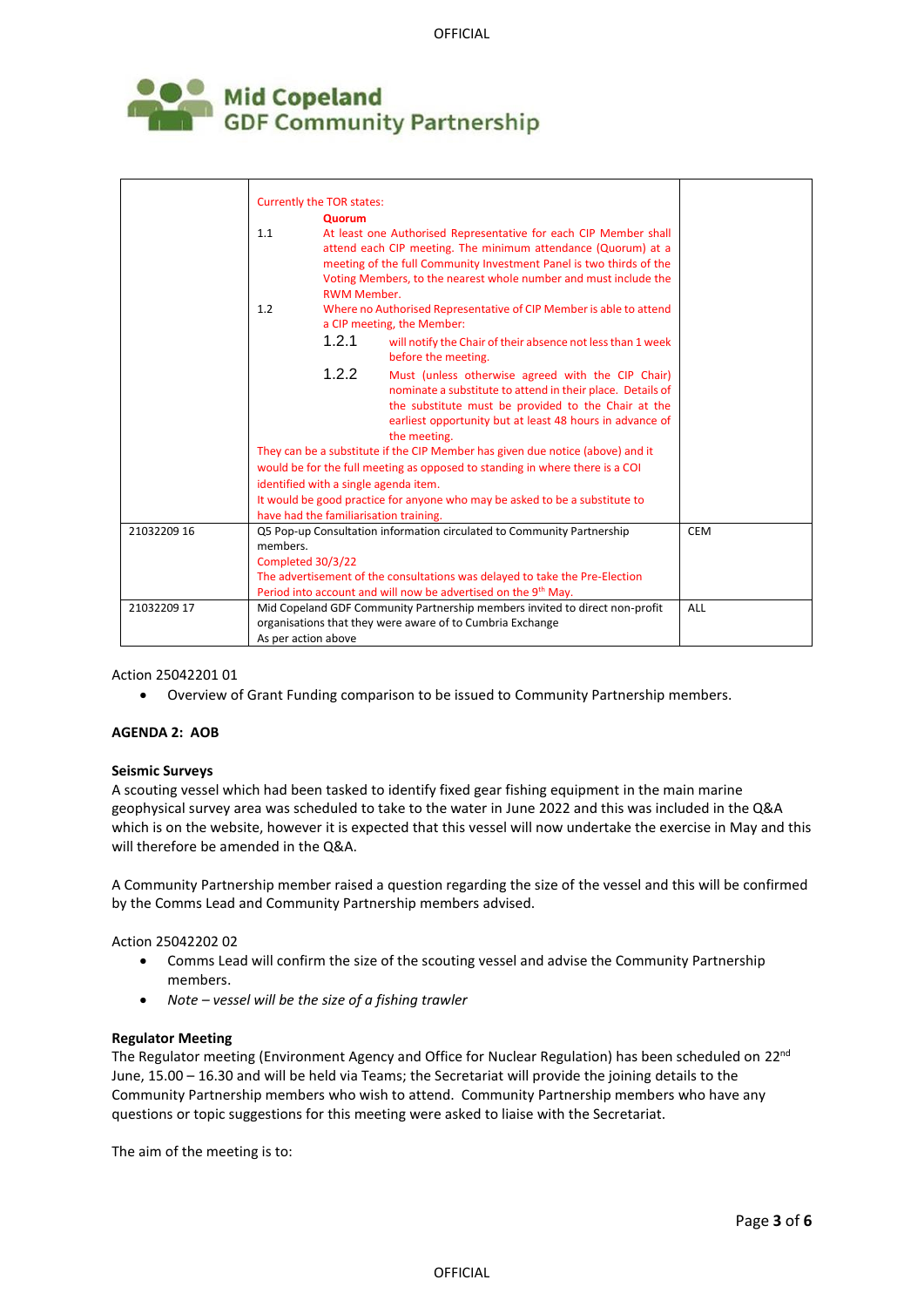| | | |
|---|---|---|
| | Currently the TOR states:<br>**Quorum**<br>1.1 At least one Authorised Representative for each CIP Member shall attend each CIP meeting. The minimum attendance (Quorum) at a meeting of the full Community Investment Panel is two thirds of the Voting Members, to the nearest whole number and must include the RWM Member.<br>1.2 Where no Authorised Representative of CIP Member is able to attend a CIP meeting, the Member:<br>1.2.1 will notify the Chair of their absence not less than 1 week before the meeting.<br>1.2.2 Must (unless otherwise agreed with the CIP Chair) nominate a substitute to attend in their place. Details of the substitute must be provided to the Chair at the earliest opportunity but at least 48 hours in advance of the meeting.<br>They can be a substitute if the CIP Member has given due notice (above) and it would be for the full meeting as opposed to standing in where there is a COI identified with a single agenda item.<br>It would be good practice for anyone who may be asked to be a substitute to have had the familiarisation training. | |
| 21032209 16 | Q5 Pop-up Consultation information circulated to Community Partnership members.<br>Completed 30/3/22<br>The advertisement of the consultations was delayed to take the Pre-Election Period into account and will now be advertised on the 9th May. | CEM |
| 21032209 17 | Mid Copeland GDF Community Partnership members invited to direct non-profit organisations that they were aware of to Cumbria Exchange<br>As per action above | ALL |

Action 25042201 01

- Overview of Grant Funding comparison to be issued to Community Partnership members.

**AGENDA 2: AOB**

**Seismic Surveys**

A scouting vessel which had been tasked to identify fixed gear fishing equipment in the main marine geophysical survey area was scheduled to take to the water in June 2022 and this was included in the Q&A which is on the website, however it is expected that this vessel will now undertake the exercise in May and this will therefore be amended in the Q&A.

A Community Partnership member raised a question regarding the size of the vessel and this will be confirmed by the Comms Lead and Community Partnership members advised.

Action 25042202 02

- Comms Lead will confirm the size of the scouting vessel and advise the Community Partnership members.
- *Note – vessel will be the size of a fishing trawler*

**Regulator Meeting**

The Regulator meeting (Environment Agency and Office for Nuclear Regulation) has been scheduled on 22nd June, 15.00 – 16.30 and will be held via Teams; the Secretariat will provide the joining details to the Community Partnership members who wish to attend. Community Partnership members who have any questions or topic suggestions for this meeting were asked to liaise with the Secretariat.

The aim of the meeting is to: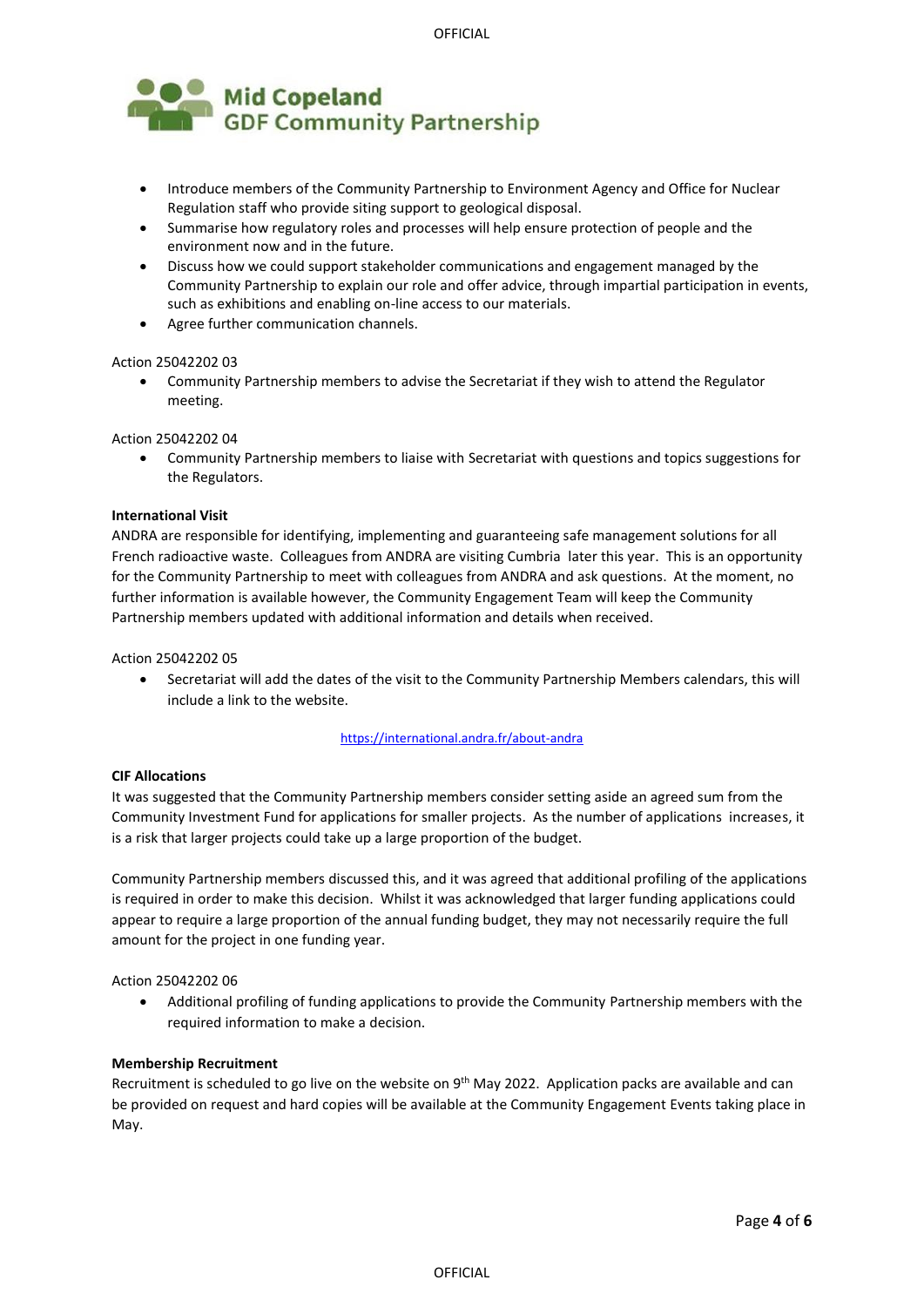- Introduce members of the Community Partnership to Environment Agency and Office for Nuclear Regulation staff who provide siting support to geological disposal.
- Summarise how regulatory roles and processes will help ensure protection of people and the environment now and in the future.
- Discuss how we could support stakeholder communications and engagement managed by the Community Partnership to explain our role and offer advice, through impartial participation in events, such as exhibitions and enabling on-line access to our materials.
- Agree further communication channels.

Action 25042202 03

- Community Partnership members to advise the Secretariat if they wish to attend the Regulator meeting.

Action 25042202 04

- Community Partnership members to liaise with Secretariat with questions and topics suggestions for the Regulators.

**International Visit**

ANDRA are responsible for identifying, implementing and guaranteeing safe management solutions for all French radioactive waste. Colleagues from ANDRA are visiting Cumbria later this year. This is an opportunity for the Community Partnership to meet with colleagues from ANDRA and ask questions. At the moment, no further information is available however, the Community Engagement Team will keep the Community Partnership members updated with additional information and details when received.

Action 25042202 05

- Secretariat will add the dates of the visit to the Community Partnership Members calendars, this will include a link to the website.

https://international.andra.fr/about-andra

**CIF Allocations**

It was suggested that the Community Partnership members consider setting aside an agreed sum from the Community Investment Fund for applications for smaller projects. As the number of applications increases, it is a risk that larger projects could take up a large proportion of the budget.

Community Partnership members discussed this, and it was agreed that additional profiling of the applications is required in order to make this decision. Whilst it was acknowledged that larger funding applications could appear to require a large proportion of the annual funding budget, they may not necessarily require the full amount for the project in one funding year.

Action 25042202 06

- Additional profiling of funding applications to provide the Community Partnership members with the required information to make a decision.

**Membership Recruitment**

Recruitment is scheduled to go live on the website on 9th May 2022. Application packs are available and can be provided on request and hard copies will be available at the Community Engagement Events taking place in May.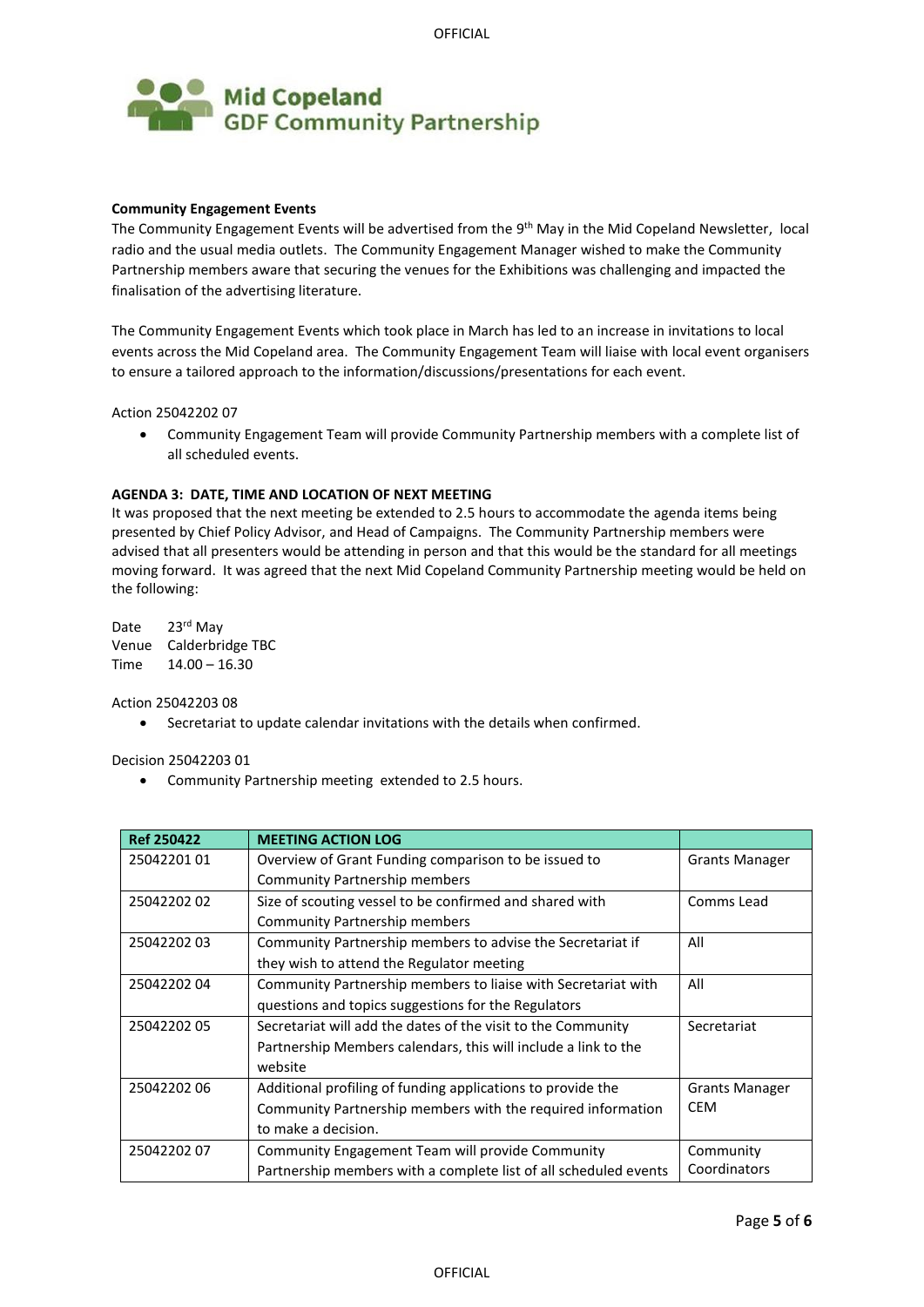**Community Engagement Events**

The Community Engagement Events will be advertised from the 9th May in the Mid Copeland Newsletter, local radio and the usual media outlets. The Community Engagement Manager wished to make the Community Partnership members aware that securing the venues for the Exhibitions was challenging and impacted the finalisation of the advertising literature.

The Community Engagement Events which took place in March has led to an increase in invitations to local events across the Mid Copeland area. The Community Engagement Team will liaise with local event organisers to ensure a tailored approach to the information/discussions/presentations for each event.

Action 25042202 07

- Community Engagement Team will provide Community Partnership members with a complete list of all scheduled events.

**AGENDA 3: DATE, TIME AND LOCATION OF NEXT MEETING**

It was proposed that the next meeting be extended to 2.5 hours to accommodate the agenda items being presented by Chief Policy Advisor, and Head of Campaigns. The Community Partnership members were advised that all presenters would be attending in person and that this would be the standard for all meetings moving forward. It was agreed that the next Mid Copeland Community Partnership meeting would be held on the following:

Date 23rd May
Venue Calderbridge TBC
Time 14.00 – 16.30

Action 25042203 08

- Secretariat to update calendar invitations with the details when confirmed.

Decision 25042203 01

- Community Partnership meeting extended to 2.5 hours.

| Ref 250422 | MEETING ACTION LOG | |
|---|---|---|
| 25042201 01 | Overview of Grant Funding comparison to be issued to Community Partnership members | Grants Manager |
| 25042202 02 | Size of scouting vessel to be confirmed and shared with Community Partnership members | Comms Lead |
| 25042202 03 | Community Partnership members to advise the Secretariat if they wish to attend the Regulator meeting | All |
| 25042202 04 | Community Partnership members to liaise with Secretariat with questions and topics suggestions for the Regulators | All |
| 25042202 05 | Secretariat will add the dates of the visit to the Community Partnership Members calendars, this will include a link to the website | Secretariat |
| 25042202 06 | Additional profiling of funding applications to provide the Community Partnership members with the required information to make a decision. | Grants Manager CEM |
| 25042202 07 | Community Engagement Team will provide Community Partnership members with a complete list of all scheduled events | Community Coordinators |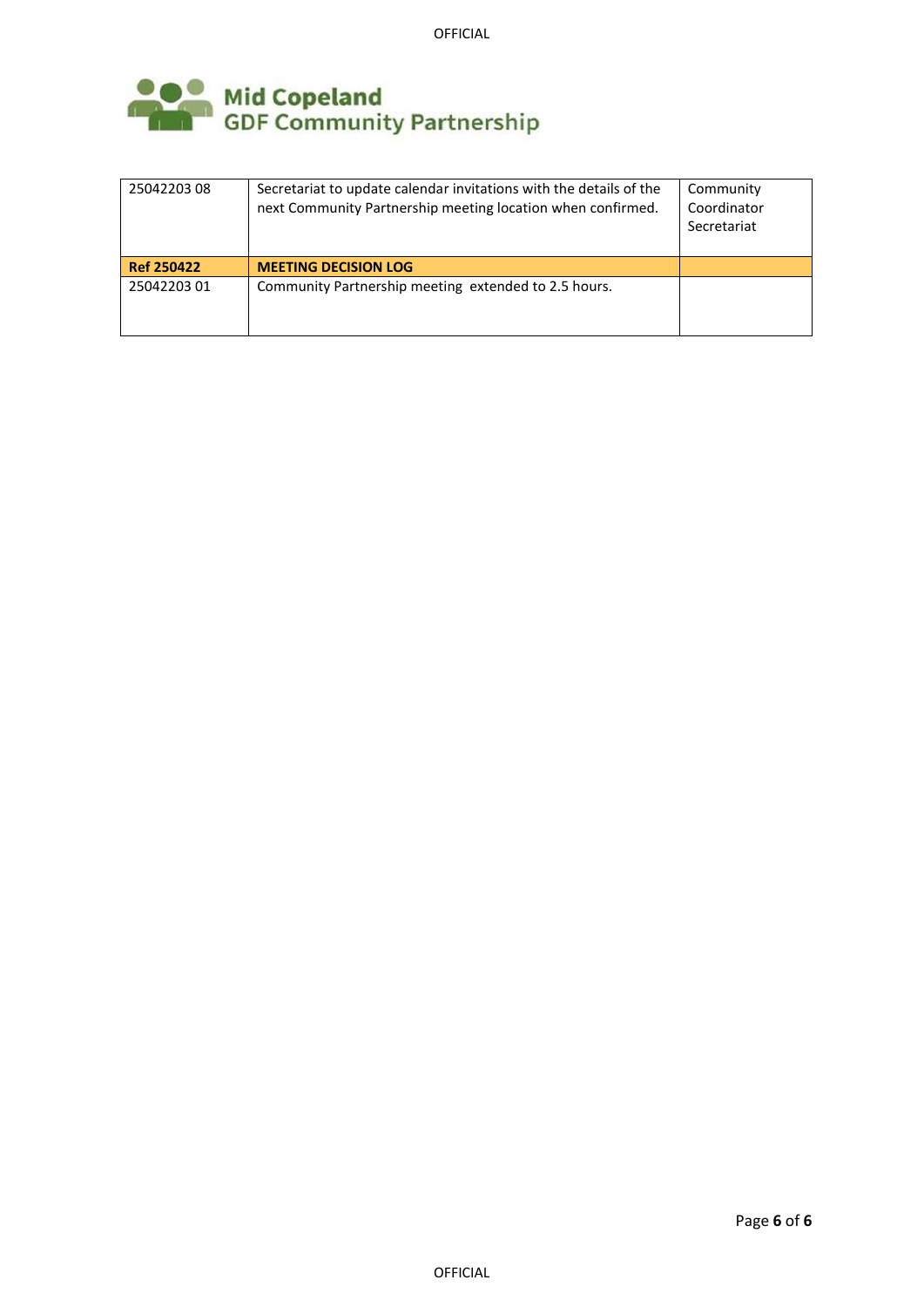| | | |
|---|---|---|
| 25042203 08 | Secretariat to update calendar invitations with the details of the next Community Partnership meeting location when confirmed. | Community Coordinator Secretariat |
| **Ref 250422** | **MEETING DECISION LOG** | |
| 25042203 01 | Community Partnership meeting extended to 2.5 hours. | |